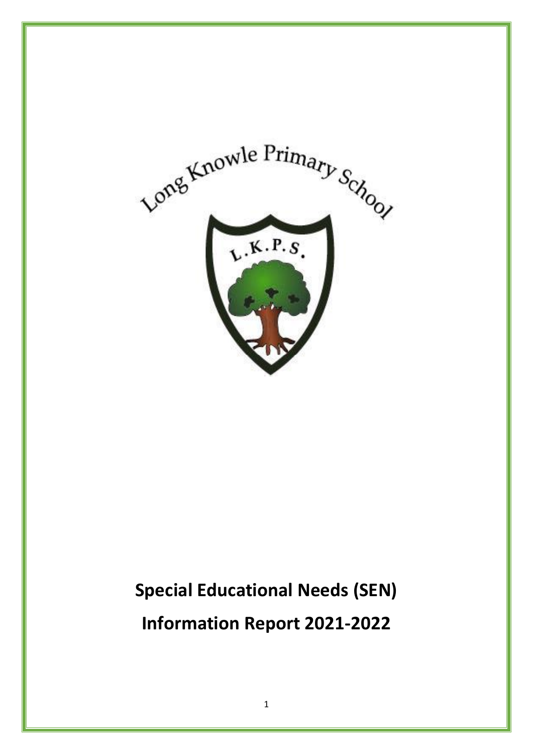Long Knowle Primary School

L.K.P.S.

# Special Educational Needs (SEN)

# Information Report 2021-2022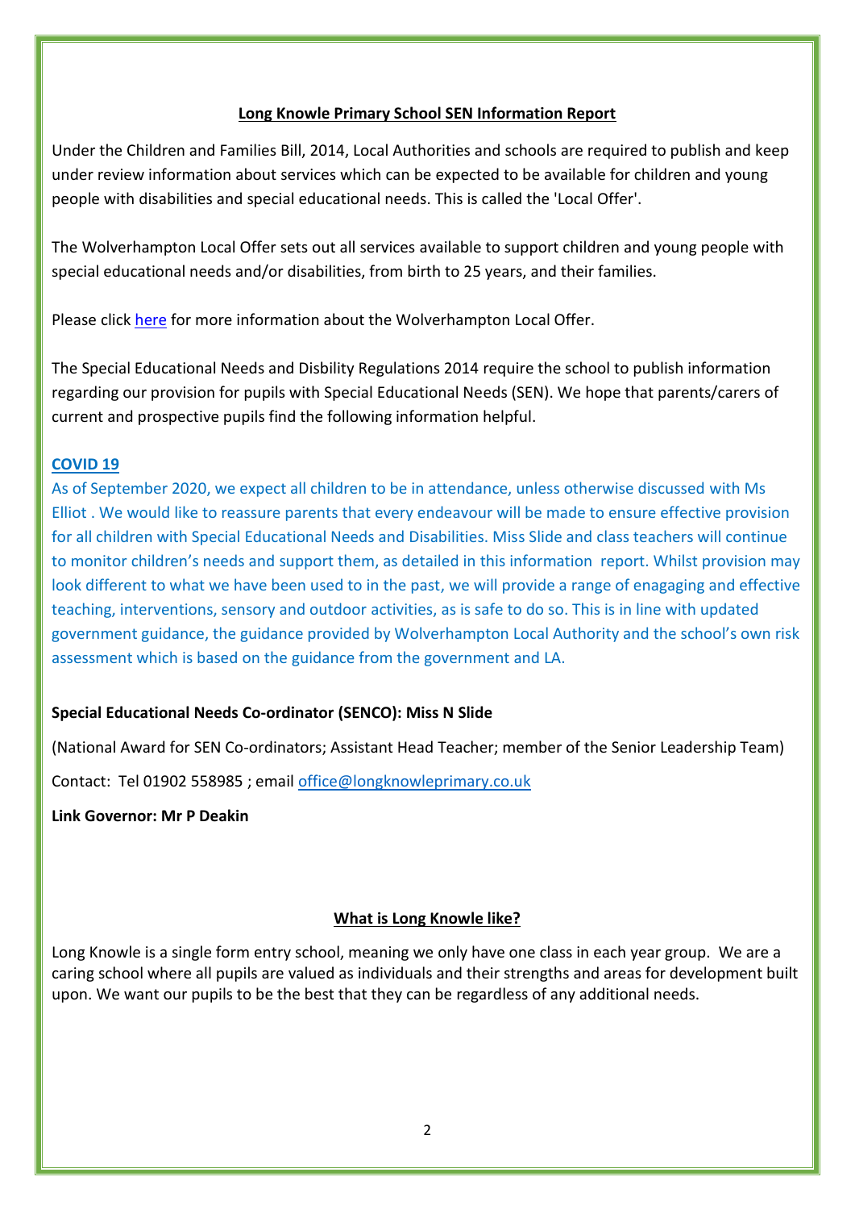## Long Knowle Primary School SEN Information Report

Under the Children and Families Bill, 2014, Local Authorities and schools are required to publish and keep under review information about services which can be expected to be available for children and young people with disabilities and special educational needs. This is called the 'Local Offer'.

The Wolverhampton Local Offer sets out all services available to support children and young people with special educational needs and/or disabilities, from birth to 25 years, and their families.

Please click here for more information about the Wolverhampton Local Offer.

The Special Educational Needs and Disbility Regulations 2014 require the school to publish information regarding our provision for pupils with Special Educational Needs (SEN). We hope that parents/carers of current and prospective pupils find the following information helpful.

### COVID 19

As of September 2020, we expect all children to be in attendance, unless otherwise discussed with Ms Elliot . We would like to reassure parents that every endeavour will be made to ensure effective provision for all children with Special Educational Needs and Disabilities. Miss Slide and class teachers will continue to monitor children's needs and support them, as detailed in this information report. Whilst provision may look different to what we have been used to in the past, we will provide a range of enagaging and effective teaching, interventions, sensory and outdoor activities, as is safe to do so. This is in line with updated government guidance, the guidance provided by Wolverhampton Local Authority and the school's own risk assessment which is based on the guidance from the government and LA.

**Special Educational Needs Co-ordinator (SENCO): Miss N Slide**

(National Award for SEN Co-ordinators; Assistant Head Teacher; member of the Senior Leadership Team)

Contact: Tel 01902 558985 ; email office@longknowleprimary.co.uk

**Link Governor: Mr P Deakin**

## What is Long Knowle like?

Long Knowle is a single form entry school, meaning we only have one class in each year group. We are a caring school where all pupils are valued as individuals and their strengths and areas for development built upon. We want our pupils to be the best that they can be regardless of any additional needs.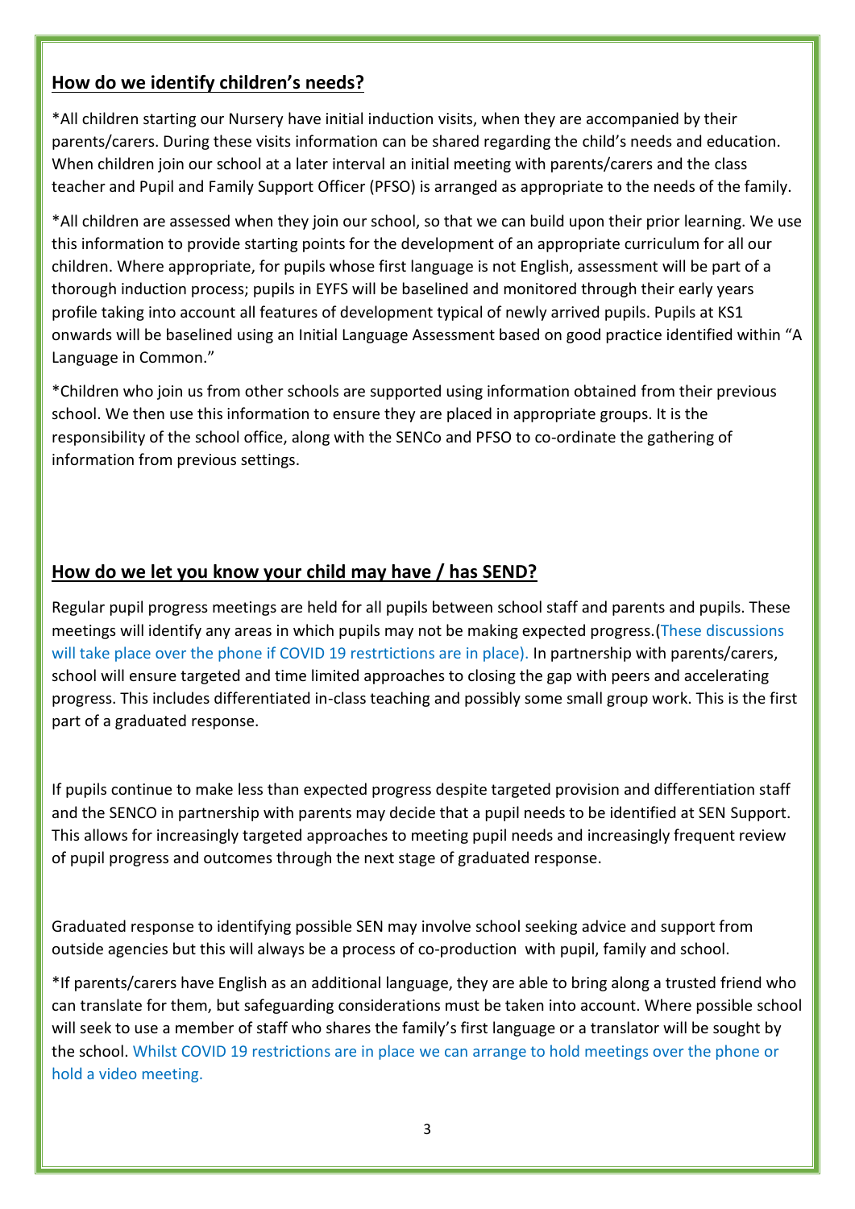## How do we identify children's needs?

*All children starting our Nursery have initial induction visits, when they are accompanied by their parents/carers. During these visits information can be shared regarding the child's needs and education. When children join our school at a later interval an initial meeting with parents/carers and the class teacher and Pupil and Family Support Officer (PFSO) is arranged as appropriate to the needs of the family.

*All children are assessed when they join our school, so that we can build upon their prior learning. We use this information to provide starting points for the development of an appropriate curriculum for all our children. Where appropriate, for pupils whose first language is not English, assessment will be part of a thorough induction process; pupils in EYFS will be baselined and monitored through their early years profile taking into account all features of development typical of newly arrived pupils. Pupils at KS1 onwards will be baselined using an Initial Language Assessment based on good practice identified within "A Language in Common."

*Children who join us from other schools are supported using information obtained from their previous school. We then use this information to ensure they are placed in appropriate groups. It is the responsibility of the school office, along with the SENCo and PFSO to co-ordinate the gathering of information from previous settings.

## How do we let you know your child may have / has SEND?

Regular pupil progress meetings are held for all pupils between school staff and parents and pupils. These meetings will identify any areas in which pupils may not be making expected progress.(These discussions will take place over the phone if COVID 19 restrtrictions are in place). In partnership with parents/carers, school will ensure targeted and time limited approaches to closing the gap with peers and accelerating progress. This includes differentiated in-class teaching and possibly some small group work. This is the first part of a graduated response.

If pupils continue to make less than expected progress despite targeted provision and differentiation staff and the SENCO in partnership with parents may decide that a pupil needs to be identified at SEN Support. This allows for increasingly targeted approaches to meeting pupil needs and increasingly frequent review of pupil progress and outcomes through the next stage of graduated response.

Graduated response to identifying possible SEN may involve school seeking advice and support from outside agencies but this will always be a process of co-production with pupil, family and school.

*If parents/carers have English as an additional language, they are able to bring along a trusted friend who can translate for them, but safeguarding considerations must be taken into account. Where possible school will seek to use a member of staff who shares the family's first language or a translator will be sought by the school. Whilst COVID 19 restrictions are in place we can arrange to hold meetings over the phone or hold a video meeting.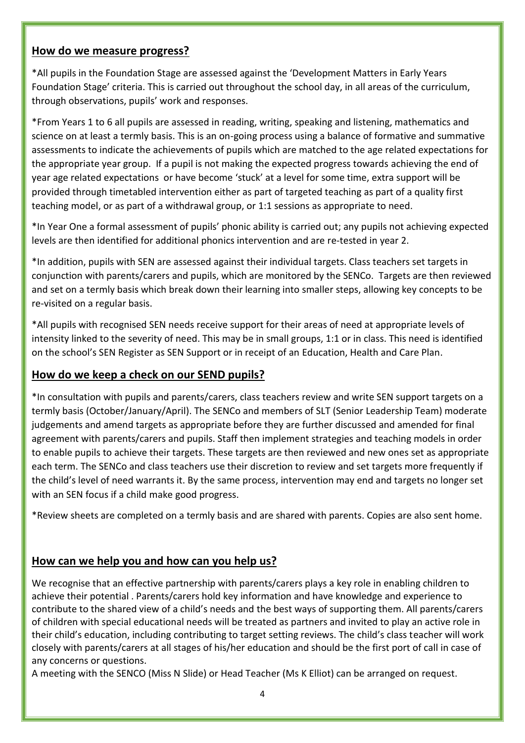## How do we measure progress?

*All pupils in the Foundation Stage are assessed against the 'Development Matters in Early Years Foundation Stage' criteria. This is carried out throughout the school day, in all areas of the curriculum, through observations, pupils' work and responses.

*From Years 1 to 6 all pupils are assessed in reading, writing, speaking and listening, mathematics and science on at least a termly basis. This is an on-going process using a balance of formative and summative assessments to indicate the achievements of pupils which are matched to the age related expectations for the appropriate year group. If a pupil is not making the expected progress towards achieving the end of year age related expectations or have become 'stuck' at a level for some time, extra support will be provided through timetabled intervention either as part of targeted teaching as part of a quality first teaching model, or as part of a withdrawal group, or 1:1 sessions as appropriate to need.

*In Year One a formal assessment of pupils' phonic ability is carried out; any pupils not achieving expected levels are then identified for additional phonics intervention and are re-tested in year 2.

*In addition, pupils with SEN are assessed against their individual targets. Class teachers set targets in conjunction with parents/carers and pupils, which are monitored by the SENCo. Targets are then reviewed and set on a termly basis which break down their learning into smaller steps, allowing key concepts to be re-visited on a regular basis.

*All pupils with recognised SEN needs receive support for their areas of need at appropriate levels of intensity linked to the severity of need. This may be in small groups, 1:1 or in class. This need is identified on the school's SEN Register as SEN Support or in receipt of an Education, Health and Care Plan.

## How do we keep a check on our SEND pupils?

*In consultation with pupils and parents/carers, class teachers review and write SEN support targets on a termly basis (October/January/April). The SENCo and members of SLT (Senior Leadership Team) moderate judgements and amend targets as appropriate before they are further discussed and amended for final agreement with parents/carers and pupils. Staff then implement strategies and teaching models in order to enable pupils to achieve their targets. These targets are then reviewed and new ones set as appropriate each term. The SENCo and class teachers use their discretion to review and set targets more frequently if the child's level of need warrants it. By the same process, intervention may end and targets no longer set with an SEN focus if a child make good progress.

*Review sheets are completed on a termly basis and are shared with parents. Copies are also sent home.

## How can we help you and how can you help us?

We recognise that an effective partnership with parents/carers plays a key role in enabling children to achieve their potential . Parents/carers hold key information and have knowledge and experience to contribute to the shared view of a child's needs and the best ways of supporting them. All parents/carers of children with special educational needs will be treated as partners and invited to play an active role in their child's education, including contributing to target setting reviews. The child's class teacher will work closely with parents/carers at all stages of his/her education and should be the first port of call in case of any concerns or questions.
A meeting with the SENCO (Miss N Slide) or Head Teacher (Ms K Elliot) can be arranged on request.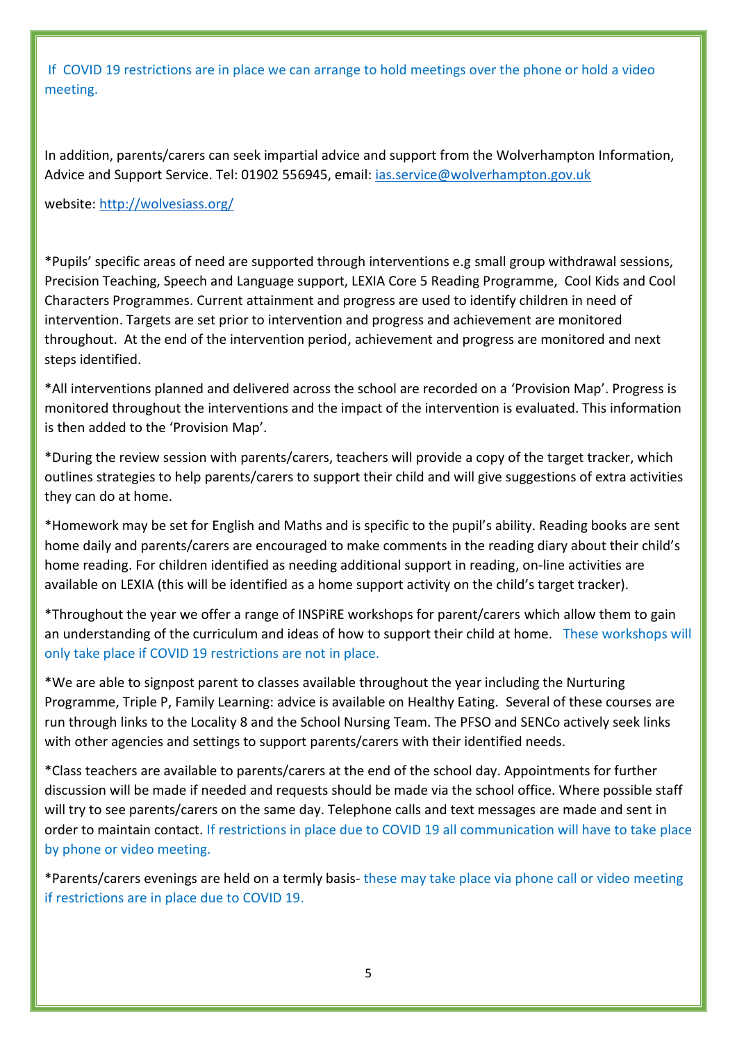If COVID 19 restrictions are in place we can arrange to hold meetings over the phone or hold a video meeting.

In addition, parents/carers can seek impartial advice and support from the Wolverhampton Information, Advice and Support Service. Tel: 01902 556945, email: [ias.service@wolverhampton.gov.uk](mailto:ias.service@wolverhampton.gov.uk)

website: [http://wolvesiass.org/](http://wolvesiass.org/)

*Pupils' specific areas of need are supported through interventions e.g small group withdrawal sessions, Precision Teaching, Speech and Language support, LEXIA Core 5 Reading Programme, Cool Kids and Cool Characters Programmes. Current attainment and progress are used to identify children in need of intervention. Targets are set prior to intervention and progress and achievement are monitored throughout. At the end of the intervention period, achievement and progress are monitored and next steps identified.

*All interventions planned and delivered across the school are recorded on a 'Provision Map'. Progress is monitored throughout the interventions and the impact of the intervention is evaluated. This information is then added to the 'Provision Map'.

*During the review session with parents/carers, teachers will provide a copy of the target tracker, which outlines strategies to help parents/carers to support their child and will give suggestions of extra activities they can do at home.

*Homework may be set for English and Maths and is specific to the pupil's ability. Reading books are sent home daily and parents/carers are encouraged to make comments in the reading diary about their child's home reading. For children identified as needing additional support in reading, on-line activities are available on LEXIA (this will be identified as a home support activity on the child's target tracker).

*Throughout the year we offer a range of INSPiRE workshops for parent/carers which allow them to gain an understanding of the curriculum and ideas of how to support their child at home. These workshops will only take place if COVID 19 restrictions are not in place.

*We are able to signpost parent to classes available throughout the year including the Nurturing Programme, Triple P, Family Learning: advice is available on Healthy Eating. Several of these courses are run through links to the Locality 8 and the School Nursing Team. The PFSO and SENCo actively seek links with other agencies and settings to support parents/carers with their identified needs.

*Class teachers are available to parents/carers at the end of the school day. Appointments for further discussion will be made if needed and requests should be made via the school office. Where possible staff will try to see parents/carers on the same day. Telephone calls and text messages are made and sent in order to maintain contact. If restrictions in place due to COVID 19 all communication will have to take place by phone or video meeting.

*Parents/carers evenings are held on a termly basis- these may take place via phone call or video meeting if restrictions are in place due to COVID 19.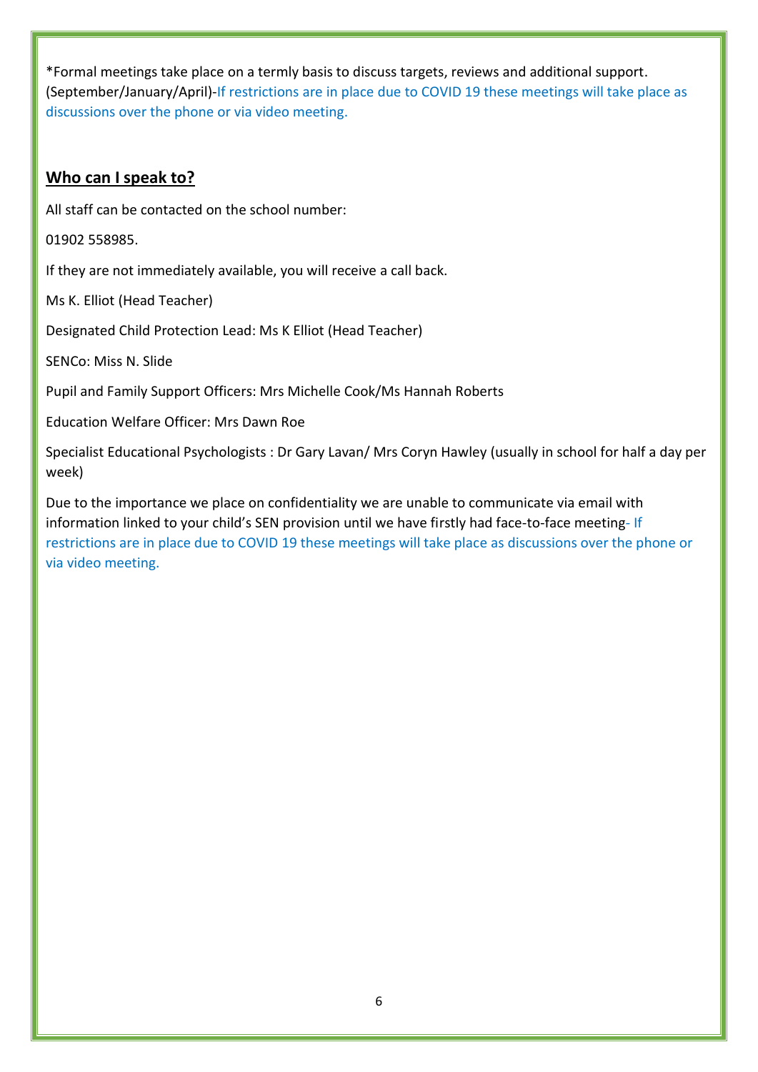*Formal meetings take place on a termly basis to discuss targets, reviews and additional support. (September/January/April)-If restrictions are in place due to COVID 19 these meetings will take place as discussions over the phone or via video meeting.

## **Who can I speak to?**

All staff can be contacted on the school number:

01902 558985.

If they are not immediately available, you will receive a call back.

Ms K. Elliot (Head Teacher)

Designated Child Protection Lead: Ms K Elliot (Head Teacher)

SENCo: Miss N. Slide

Pupil and Family Support Officers: Mrs Michelle Cook/Ms Hannah Roberts

Education Welfare Officer: Mrs Dawn Roe

Specialist Educational Psychologists : Dr Gary Lavan/ Mrs Coryn Hawley (usually in school for half a day per week)

Due to the importance we place on confidentiality we are unable to communicate via email with information linked to your child's SEN provision until we have firstly had face-to-face meeting- If restrictions are in place due to COVID 19 these meetings will take place as discussions over the phone or via video meeting.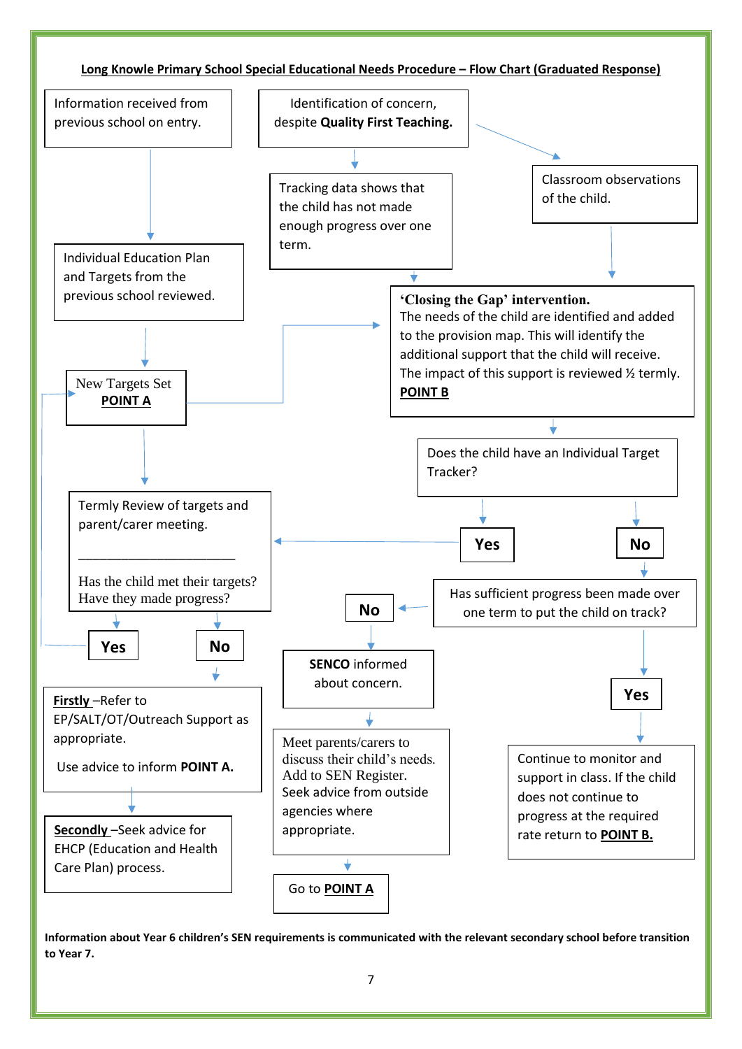**Long Knowle Primary School Special Educational Needs Procedure – Flow Chart (Graduated Response)**

Information received from previous school on entry.

Individual Education Plan and Targets from the previous school reviewed.

New Targets Set
**POINT A**

Identification of concern, despite **Quality First Teaching.**

Tracking data shows that the child has not made enough progress over one term.

Classroom observations of the child.

**'Closing the Gap' intervention.**
The needs of the child are identified and added to the provision map. This will identify the additional support that the child will receive. The impact of this support is reviewed ½ termly.
**POINT B**

Does the child have an Individual Target Tracker?

**Yes**

**No**

Termly Review of targets and parent/carer meeting.

Has the child met their targets? Have they made progress?

**Yes**

**No**

**Firstly** –Refer to EP/SALT/OT/Outreach Support as appropriate.

Use advice to inform **POINT A.**

**Secondly** –Seek advice for EHCP (Education and Health Care Plan) process.

Has sufficient progress been made over one term to put the child on track?

**No**

**SENCO** informed about concern.

Meet parents/carers to discuss their child's needs. Add to SEN Register. Seek advice from outside agencies where appropriate.

Go to **POINT A**

**Yes**

Continue to monitor and support in class. If the child does not continue to progress at the required rate return to **POINT B.**

**Information about Year 6 children's SEN requirements is communicated with the relevant secondary school before transition to Year 7.**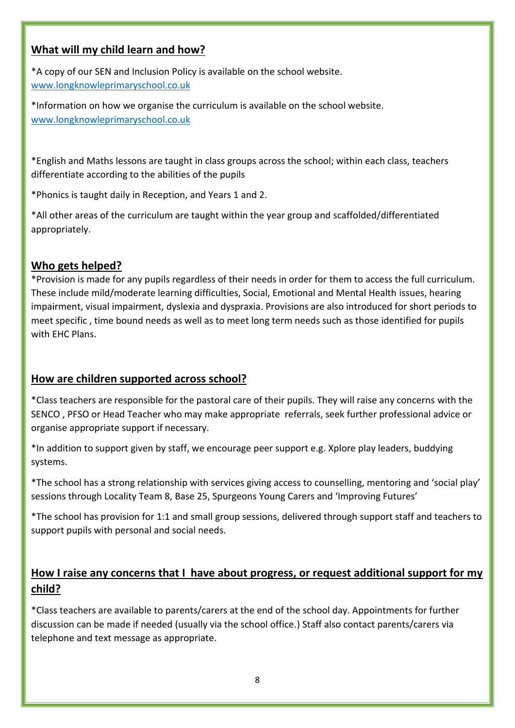## What will my child learn and how?

*A copy of our SEN and Inclusion Policy is available on the school website. [www.longknowleprimaryschool.co.uk](http://www.longknowleprimaryschool.co.uk)

*Information on how we organise the curriculum is available on the school website. [www.longknowleprimaryschool.co.uk](http://www.longknowleprimaryschool.co.uk)

*English and Maths lessons are taught in class groups across the school; within each class, teachers differentiate according to the abilities of the pupils

*Phonics is taught daily in Reception, and Years 1 and 2.

*All other areas of the curriculum are taught within the year group and scaffolded/differentiated appropriately.

## Who gets helped?

*Provision is made for any pupils regardless of their needs in order for them to access the full curriculum. These include mild/moderate learning difficulties, Social, Emotional and Mental Health issues, hearing impairment, visual impairment, dyslexia and dyspraxia. Provisions are also introduced for short periods to meet specific , time bound needs as well as to meet long term needs such as those identified for pupils with EHC Plans.

## How are children supported across school?

*Class teachers are responsible for the pastoral care of their pupils. They will raise any concerns with the SENCO , PFSO or Head Teacher who may make appropriate referrals, seek further professional advice or organise appropriate support if necessary.

*In addition to support given by staff, we encourage peer support e.g. Xplore play leaders, buddying systems.

*The school has a strong relationship with services giving access to counselling, mentoring and 'social play' sessions through Locality Team 8, Base 25, Spurgeons Young Carers and 'Improving Futures'

*The school has provision for 1:1 and small group sessions, delivered through support staff and teachers to support pupils with personal and social needs.

## How I raise any concerns that I have about progress, or request additional support for my child?

*Class teachers are available to parents/carers at the end of the school day. Appointments for further discussion can be made if needed (usually via the school office.) Staff also contact parents/carers via telephone and text message as appropriate.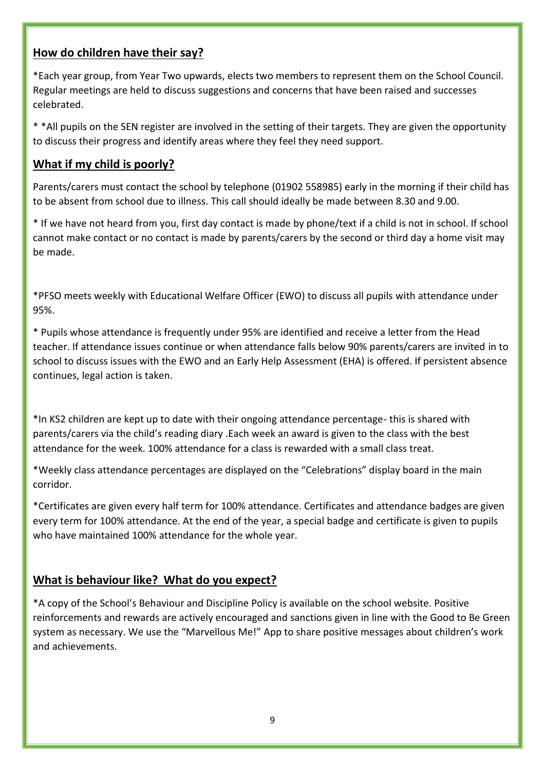## How do children have their say?

*Each year group, from Year Two upwards, elects two members to represent them on the School Council. Regular meetings are held to discuss suggestions and concerns that have been raised and successes celebrated.

* *All pupils on the SEN register are involved in the setting of their targets. They are given the opportunity to discuss their progress and identify areas where they feel they need support.

## What if my child is poorly?

Parents/carers must contact the school by telephone (01902 558985) early in the morning if their child has to be absent from school due to illness. This call should ideally be made between 8.30 and 9.00.

* If we have not heard from you, first day contact is made by phone/text if a child is not in school. If school cannot make contact or no contact is made by parents/carers by the second or third day a home visit may be made.

*PFSO meets weekly with Educational Welfare Officer (EWO) to discuss all pupils with attendance under 95%.

* Pupils whose attendance is frequently under 95% are identified and receive a letter from the Head teacher. If attendance issues continue or when attendance falls below 90% parents/carers are invited in to school to discuss issues with the EWO and an Early Help Assessment (EHA) is offered. If persistent absence continues, legal action is taken.

*In KS2 children are kept up to date with their ongoing attendance percentage- this is shared with parents/carers via the child's reading diary .Each week an award is given to the class with the best attendance for the week. 100% attendance for a class is rewarded with a small class treat.

*Weekly class attendance percentages are displayed on the "Celebrations" display board in the main corridor.

*Certificates are given every half term for 100% attendance. Certificates and attendance badges are given every term for 100% attendance. At the end of the year, a special badge and certificate is given to pupils who have maintained 100% attendance for the whole year.

## What is behaviour like? What do you expect?

*A copy of the School's Behaviour and Discipline Policy is available on the school website. Positive reinforcements and rewards are actively encouraged and sanctions given in line with the Good to Be Green system as necessary. We use the "Marvellous Me!" App to share positive messages about children's work and achievements.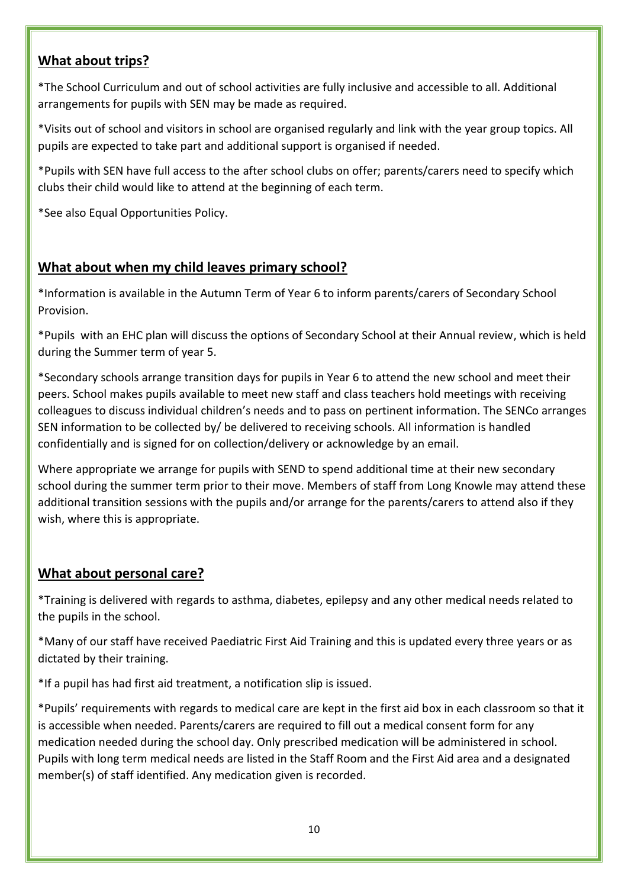## What about trips?

*The School Curriculum and out of school activities are fully inclusive and accessible to all. Additional arrangements for pupils with SEN may be made as required.

*Visits out of school and visitors in school are organised regularly and link with the year group topics. All pupils are expected to take part and additional support is organised if needed.

*Pupils with SEN have full access to the after school clubs on offer; parents/carers need to specify which clubs their child would like to attend at the beginning of each term.

*See also Equal Opportunities Policy.

## What about when my child leaves primary school?

*Information is available in the Autumn Term of Year 6 to inform parents/carers of Secondary School Provision.

*Pupils with an EHC plan will discuss the options of Secondary School at their Annual review, which is held during the Summer term of year 5.

*Secondary schools arrange transition days for pupils in Year 6 to attend the new school and meet their peers. School makes pupils available to meet new staff and class teachers hold meetings with receiving colleagues to discuss individual children's needs and to pass on pertinent information. The SENCo arranges SEN information to be collected by/ be delivered to receiving schools. All information is handled confidentially and is signed for on collection/delivery or acknowledge by an email.

Where appropriate we arrange for pupils with SEND to spend additional time at their new secondary school during the summer term prior to their move. Members of staff from Long Knowle may attend these additional transition sessions with the pupils and/or arrange for the parents/carers to attend also if they wish, where this is appropriate.

## What about personal care?

*Training is delivered with regards to asthma, diabetes, epilepsy and any other medical needs related to the pupils in the school.

*Many of our staff have received Paediatric First Aid Training and this is updated every three years or as dictated by their training.

*If a pupil has had first aid treatment, a notification slip is issued.

*Pupils' requirements with regards to medical care are kept in the first aid box in each classroom so that it is accessible when needed. Parents/carers are required to fill out a medical consent form for any medication needed during the school day. Only prescribed medication will be administered in school. Pupils with long term medical needs are listed in the Staff Room and the First Aid area and a designated member(s) of staff identified. Any medication given is recorded.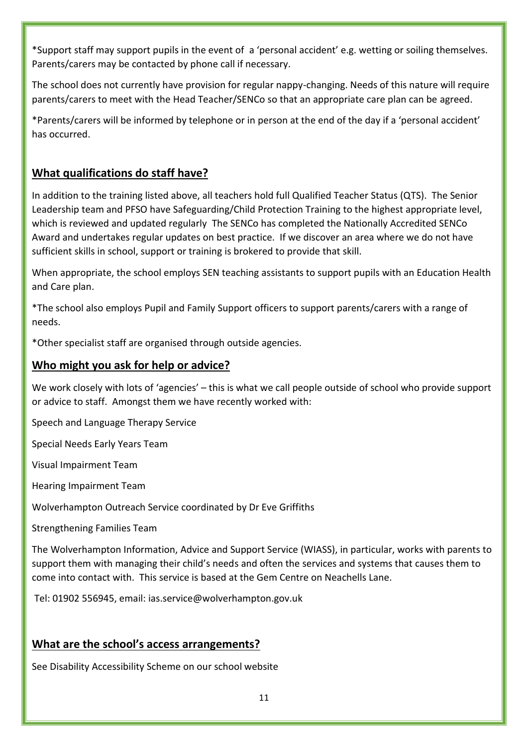*Support staff may support pupils in the event of a 'personal accident' e.g. wetting or soiling themselves. Parents/carers may be contacted by phone call if necessary.

The school does not currently have provision for regular nappy-changing. Needs of this nature will require parents/carers to meet with the Head Teacher/SENCo so that an appropriate care plan can be agreed.

*Parents/carers will be informed by telephone or in person at the end of the day if a 'personal accident' has occurred.

## What qualifications do staff have?

In addition to the training listed above, all teachers hold full Qualified Teacher Status (QTS). The Senior Leadership team and PFSO have Safeguarding/Child Protection Training to the highest appropriate level, which is reviewed and updated regularly The SENCo has completed the Nationally Accredited SENCo Award and undertakes regular updates on best practice. If we discover an area where we do not have sufficient skills in school, support or training is brokered to provide that skill.

When appropriate, the school employs SEN teaching assistants to support pupils with an Education Health and Care plan.

*The school also employs Pupil and Family Support officers to support parents/carers with a range of needs.

*Other specialist staff are organised through outside agencies.

## Who might you ask for help or advice?

We work closely with lots of 'agencies' – this is what we call people outside of school who provide support or advice to staff. Amongst them we have recently worked with:

Speech and Language Therapy Service

Special Needs Early Years Team

Visual Impairment Team

Hearing Impairment Team

Wolverhampton Outreach Service coordinated by Dr Eve Griffiths

Strengthening Families Team

The Wolverhampton Information, Advice and Support Service (WIASS), in particular, works with parents to support them with managing their child's needs and often the services and systems that causes them to come into contact with. This service is based at the Gem Centre on Neachells Lane.

Tel: 01902 556945, email: ias.service@wolverhampton.gov.uk

## What are the school's access arrangements?

See Disability Accessibility Scheme on our school website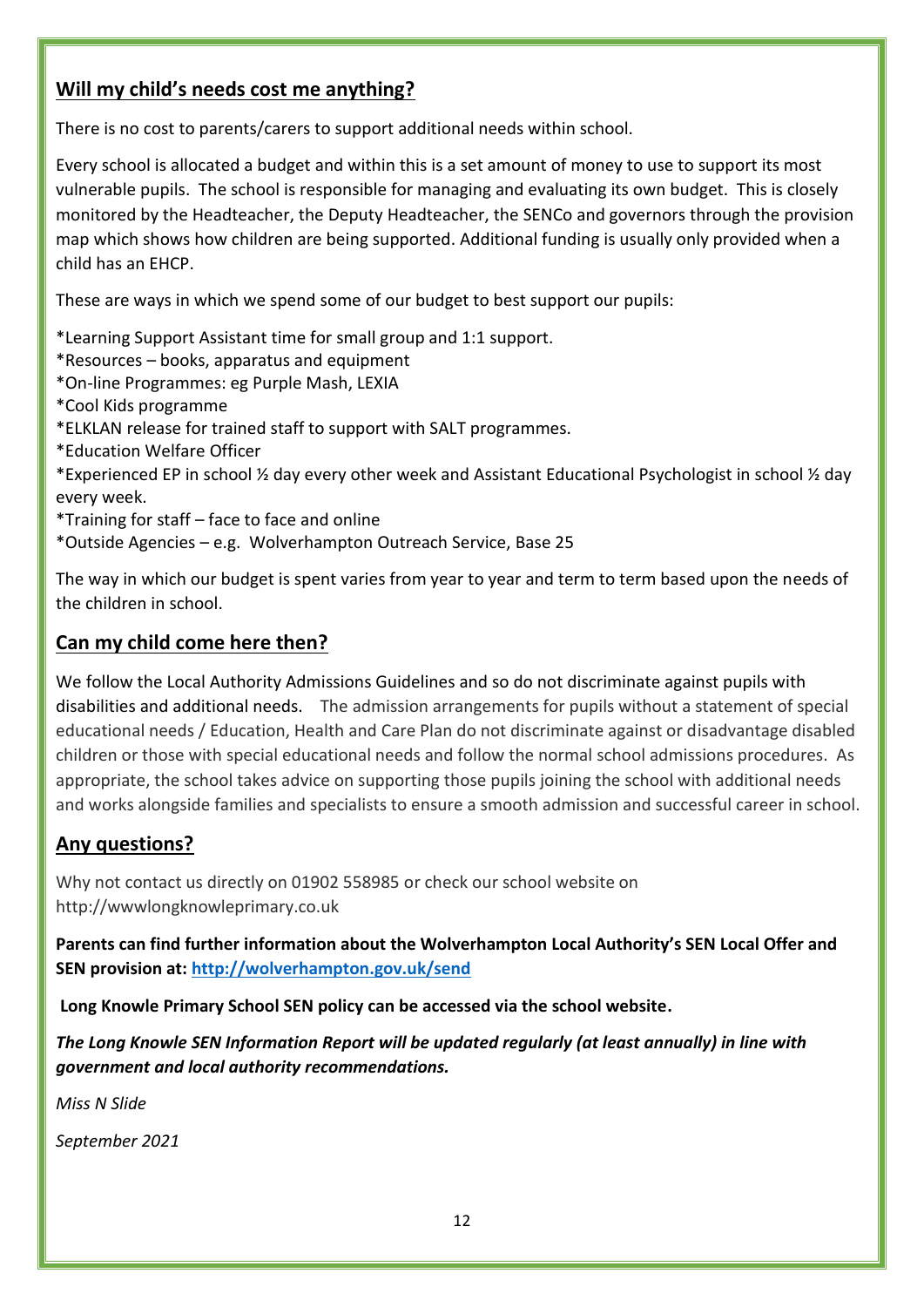## Will my child's needs cost me anything?

There is no cost to parents/carers to support additional needs within school.

Every school is allocated a budget and within this is a set amount of money to use to support its most vulnerable pupils. The school is responsible for managing and evaluating its own budget. This is closely monitored by the Headteacher, the Deputy Headteacher, the SENCo and governors through the provision map which shows how children are being supported. Additional funding is usually only provided when a child has an EHCP.

These are ways in which we spend some of our budget to best support our pupils:

*Learning Support Assistant time for small group and 1:1 support.
*Resources – books, apparatus and equipment
*On-line Programmes: eg Purple Mash, LEXIA
*Cool Kids programme
*ELKLAN release for trained staff to support with SALT programmes.
*Education Welfare Officer
*Experienced EP in school ½ day every other week and Assistant Educational Psychologist in school ½ day every week.
*Training for staff – face to face and online
*Outside Agencies – e.g. Wolverhampton Outreach Service, Base 25

The way in which our budget is spent varies from year to year and term to term based upon the needs of the children in school.

## Can my child come here then?

We follow the Local Authority Admissions Guidelines and so do not discriminate against pupils with disabilities and additional needs. The admission arrangements for pupils without a statement of special educational needs / Education, Health and Care Plan do not discriminate against or disadvantage disabled children or those with special educational needs and follow the normal school admissions procedures. As appropriate, the school takes advice on supporting those pupils joining the school with additional needs and works alongside families and specialists to ensure a smooth admission and successful career in school.

## Any questions?

Why not contact us directly on 01902 558985 or check our school website on http://wwwlongknowleprimary.co.uk

**Parents can find further information about the Wolverhampton Local Authority's SEN Local Offer and SEN provision at: [http://wolverhampton.gov.uk/send](http://wolverhampton.gov.uk/send)**

**Long Knowle Primary School SEN policy can be accessed via the school website.**

***The Long Knowle SEN Information Report will be updated regularly (at least annually) in line with government and local authority recommendations.***

*Miss N Slide*

*September 2021*